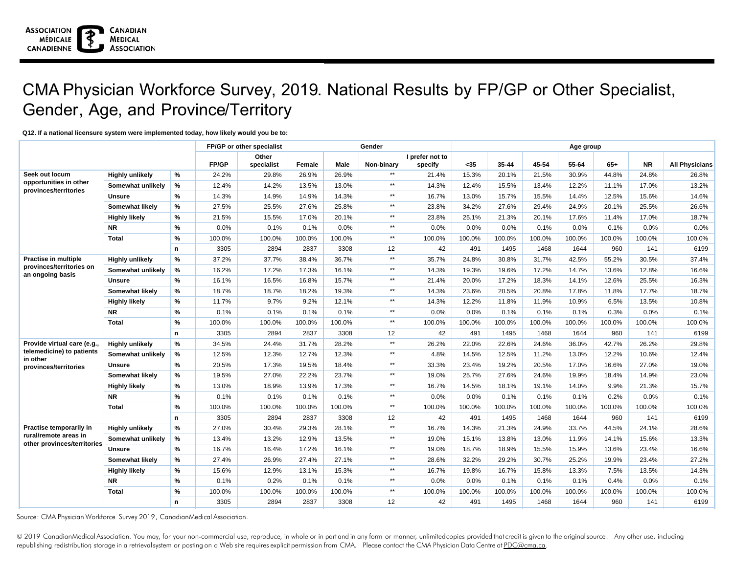ASSOCIATION MÉDICALE CANADIENNE | CANADIAN MEDICAL ASSOCIATION

# CMA Physician Workforce Survey, 2019. National Results by FP/GP or Other Specialist, Gender, Age, and Province/Territory

**Q12. If a national licensure system were implemented today, how likely would you be to:**

| | | | FP/GP or other specialist | | Gender | | | | Age group | | | | | | |
|---|---|---|---|---|---|---|---|---|---|---|---|---|---|---|---|
| | | | FP/GP | Other specialist | Female | Male | Non-binary | I prefer not to specify | <35 | 35-44 | 45-54 | 55-64 | 65+ | NR | All Physicians |
| **Seek out locum opportunities in other provinces/territories** | **Highly unlikely** | % | 24.2% | 29.8% | 26.9% | 26.9% | ** | 21.4% | 15.3% | 20.1% | 21.5% | 30.9% | 44.8% | 24.8% | 26.8% |
| | **Somewhat unlikely** | % | 12.4% | 14.2% | 13.5% | 13.0% | ** | 14.3% | 12.4% | 15.5% | 13.4% | 12.2% | 11.1% | 17.0% | 13.2% |
| | **Unsure** | % | 14.3% | 14.9% | 14.9% | 14.3% | ** | 16.7% | 13.0% | 15.7% | 15.5% | 14.4% | 12.5% | 15.6% | 14.6% |
| | **Somewhat likely** | % | 27.5% | 25.5% | 27.6% | 25.8% | ** | 23.8% | 34.2% | 27.6% | 29.4% | 24.9% | 20.1% | 25.5% | 26.6% |
| | **Highly likely** | % | 21.5% | 15.5% | 17.0% | 20.1% | ** | 23.8% | 25.1% | 21.3% | 20.1% | 17.6% | 11.4% | 17.0% | 18.7% |
| | **NR** | % | 0.0% | 0.1% | 0.1% | 0.0% | ** | 0.0% | 0.0% | 0.0% | 0.1% | 0.0% | 0.1% | 0.0% | 0.0% |
| | **Total** | % | 100.0% | 100.0% | 100.0% | 100.0% | ** | 100.0% | 100.0% | 100.0% | 100.0% | 100.0% | 100.0% | 100.0% | 100.0% |
| | | n | 3305 | 2894 | 2837 | 3308 | 12 | 42 | 491 | 1495 | 1468 | 1644 | 960 | 141 | 6199 |
| **Practise in multiple provinces/territories on an ongoing basis** | **Highly unlikely** | % | 37.2% | 37.7% | 38.4% | 36.7% | ** | 35.7% | 24.8% | 30.8% | 31.7% | 42.5% | 55.2% | 30.5% | 37.4% |
| | **Somewhat unlikely** | % | 16.2% | 17.2% | 17.3% | 16.1% | ** | 14.3% | 19.3% | 19.6% | 17.2% | 14.7% | 13.6% | 12.8% | 16.6% |
| | **Unsure** | % | 16.1% | 16.5% | 16.8% | 15.7% | ** | 21.4% | 20.0% | 17.2% | 18.3% | 14.1% | 12.6% | 25.5% | 16.3% |
| | **Somewhat likely** | % | 18.7% | 18.7% | 18.2% | 19.3% | ** | 14.3% | 23.6% | 20.5% | 20.8% | 17.8% | 11.8% | 17.7% | 18.7% |
| | **Highly likely** | % | 11.7% | 9.7% | 9.2% | 12.1% | ** | 14.3% | 12.2% | 11.8% | 11.9% | 10.9% | 6.5% | 13.5% | 10.8% |
| | **NR** | % | 0.1% | 0.1% | 0.1% | 0.1% | ** | 0.0% | 0.0% | 0.1% | 0.1% | 0.1% | 0.3% | 0.0% | 0.1% |
| | **Total** | % | 100.0% | 100.0% | 100.0% | 100.0% | ** | 100.0% | 100.0% | 100.0% | 100.0% | 100.0% | 100.0% | 100.0% | 100.0% |
| | | n | 3305 | 2894 | 2837 | 3308 | 12 | 42 | 491 | 1495 | 1468 | 1644 | 960 | 141 | 6199 |
| **Provide virtual care (e.g., telemedicine) to patients in other provinces/territories** | **Highly unlikely** | % | 34.5% | 24.4% | 31.7% | 28.2% | ** | 26.2% | 22.0% | 22.6% | 24.6% | 36.0% | 42.7% | 26.2% | 29.8% |
| | **Somewhat unlikely** | % | 12.5% | 12.3% | 12.7% | 12.3% | ** | 4.8% | 14.5% | 12.5% | 11.2% | 13.0% | 12.2% | 10.6% | 12.4% |
| | **Unsure** | % | 20.5% | 17.3% | 19.5% | 18.4% | ** | 33.3% | 23.4% | 19.2% | 20.5% | 17.0% | 16.6% | 27.0% | 19.0% |
| | **Somewhat likely** | % | 19.5% | 27.0% | 22.2% | 23.7% | ** | 19.0% | 25.7% | 27.6% | 24.6% | 19.9% | 18.4% | 14.9% | 23.0% |
| | **Highly likely** | % | 13.0% | 18.9% | 13.9% | 17.3% | ** | 16.7% | 14.5% | 18.1% | 19.1% | 14.0% | 9.9% | 21.3% | 15.7% |
| | **NR** | % | 0.1% | 0.1% | 0.1% | 0.1% | ** | 0.0% | 0.0% | 0.1% | 0.1% | 0.1% | 0.2% | 0.0% | 0.1% |
| | **Total** | % | 100.0% | 100.0% | 100.0% | 100.0% | ** | 100.0% | 100.0% | 100.0% | 100.0% | 100.0% | 100.0% | 100.0% | 100.0% |
| | | n | 3305 | 2894 | 2837 | 3308 | 12 | 42 | 491 | 1495 | 1468 | 1644 | 960 | 141 | 6199 |
| **Practise temporarily in rural/remote areas in other provinces/territories** | **Highly unlikely** | % | 27.0% | 30.4% | 29.3% | 28.1% | ** | 16.7% | 14.3% | 21.3% | 24.9% | 33.7% | 44.5% | 24.1% | 28.6% |
| | **Somewhat unlikely** | % | 13.4% | 13.2% | 12.9% | 13.5% | ** | 19.0% | 15.1% | 13.8% | 13.0% | 11.9% | 14.1% | 15.6% | 13.3% |
| | **Unsure** | % | 16.7% | 16.4% | 17.2% | 16.1% | ** | 19.0% | 18.7% | 18.9% | 15.5% | 15.9% | 13.6% | 23.4% | 16.6% |
| | **Somewhat likely** | % | 27.4% | 26.9% | 27.4% | 27.1% | ** | 28.6% | 32.2% | 29.2% | 30.7% | 25.2% | 19.9% | 23.4% | 27.2% |
| | **Highly likely** | % | 15.6% | 12.9% | 13.1% | 15.3% | ** | 16.7% | 19.8% | 16.7% | 15.8% | 13.3% | 7.5% | 13.5% | 14.3% |
| | **NR** | % | 0.1% | 0.2% | 0.1% | 0.1% | ** | 0.0% | 0.0% | 0.1% | 0.1% | 0.1% | 0.4% | 0.0% | 0.1% |
| | **Total** | % | 100.0% | 100.0% | 100.0% | 100.0% | ** | 100.0% | 100.0% | 100.0% | 100.0% | 100.0% | 100.0% | 100.0% | 100.0% |
| | | n | 3305 | 2894 | 2837 | 3308 | 12 | 42 | 491 | 1495 | 1468 | 1644 | 960 | 141 | 6199 |

Source: CMA Physician Workforce Survey 2019, Canadian Medical Association.

© 2019 Canadian Medical Association. You may, for your non-commercial use, reproduce, in whole or in part and in any form or manner, unlimited copies provided that credit is given to the original source. Any other use, including republishing redistribution, storage in a retrieval system or posting on a Web site requires explicit permission from CMA. Please contact the CMA Physician Data Centre at PDC@cma.ca.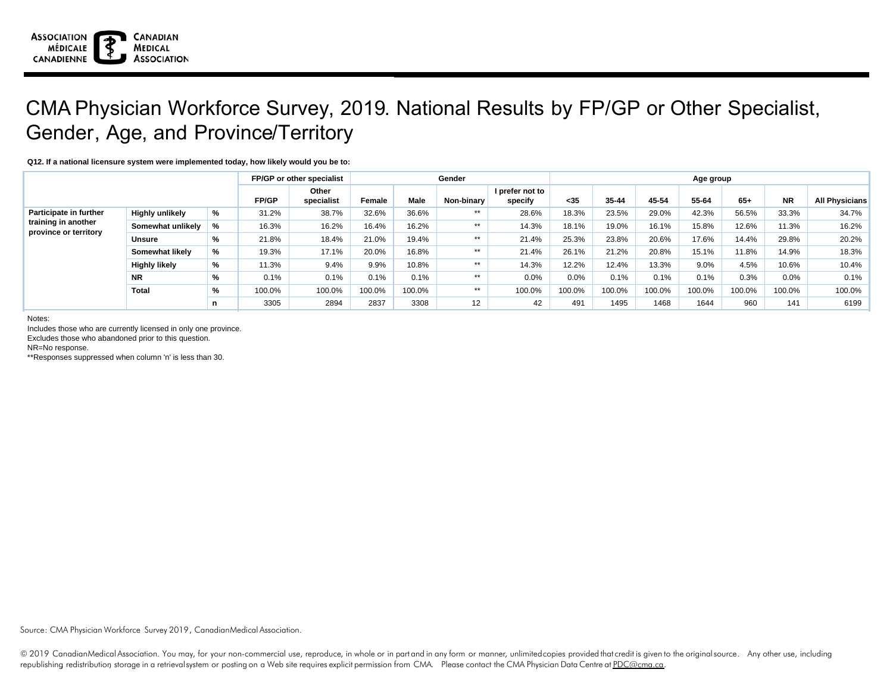# CMA Physician Workforce Survey, 2019. National Results by FP/GP or Other Specialist, Gender, Age, and Province/Territory

**Q12. If a national licensure system were implemented today, how likely would you be to:**

| | | | FP/GP or other specialist | | Gender | | | | Age group | | | | | | |
|---|---|---|---|---|---|---|---|---|---|---|---|---|---|---|---|
| | | | FP/GP | Other specialist | Female | Male | Non-binary | I prefer not to specify | <35 | 35-44 | 45-54 | 55-64 | 65+ | NR | All Physicians |
| **Participate in further training in another province or territory** | **Highly unlikely** | % | 31.2% | 38.7% | 32.6% | 36.6% | ** | 28.6% | 18.3% | 23.5% | 29.0% | 42.3% | 56.5% | 33.3% | 34.7% |
| | **Somewhat unlikely** | % | 16.3% | 16.2% | 16.4% | 16.2% | ** | 14.3% | 18.1% | 19.0% | 16.1% | 15.8% | 12.6% | 11.3% | 16.2% |
| | **Unsure** | % | 21.8% | 18.4% | 21.0% | 19.4% | ** | 21.4% | 25.3% | 23.8% | 20.6% | 17.6% | 14.4% | 29.8% | 20.2% |
| | **Somewhat likely** | % | 19.3% | 17.1% | 20.0% | 16.8% | ** | 21.4% | 26.1% | 21.2% | 20.8% | 15.1% | 11.8% | 14.9% | 18.3% |
| | **Highly likely** | % | 11.3% | 9.4% | 9.9% | 10.8% | ** | 14.3% | 12.2% | 12.4% | 13.3% | 9.0% | 4.5% | 10.6% | 10.4% |
| | **NR** | % | 0.1% | 0.1% | 0.1% | 0.1% | ** | 0.0% | 0.0% | 0.1% | 0.1% | 0.1% | 0.3% | 0.0% | 0.1% |
| | **Total** | % | 100.0% | 100.0% | 100.0% | 100.0% | ** | 100.0% | 100.0% | 100.0% | 100.0% | 100.0% | 100.0% | 100.0% | 100.0% |
| | | n | 3305 | 2894 | 2837 | 3308 | 12 | 42 | 491 | 1495 | 1468 | 1644 | 960 | 141 | 6199 |

Notes:

Includes those who are currently licensed in only one province.

Excludes those who abandoned prior to this question.

NR=No response.

**Responses suppressed when column 'n' is less than 30.

Source: CMA Physician Workforce Survey 2019, Canadian Medical Association.

© 2019 Canadian Medical Association. You may, for your non-commercial use, reproduce, in whole or in part and in any form or manner, unlimited copies provided that credit is given to the original source. Any other use, including republishing redistribution, storage in a retrieval system or posting on a Web site requires explicit permission from CMA. Please contact the CMA Physician Data Centre at PDC@cma.ca.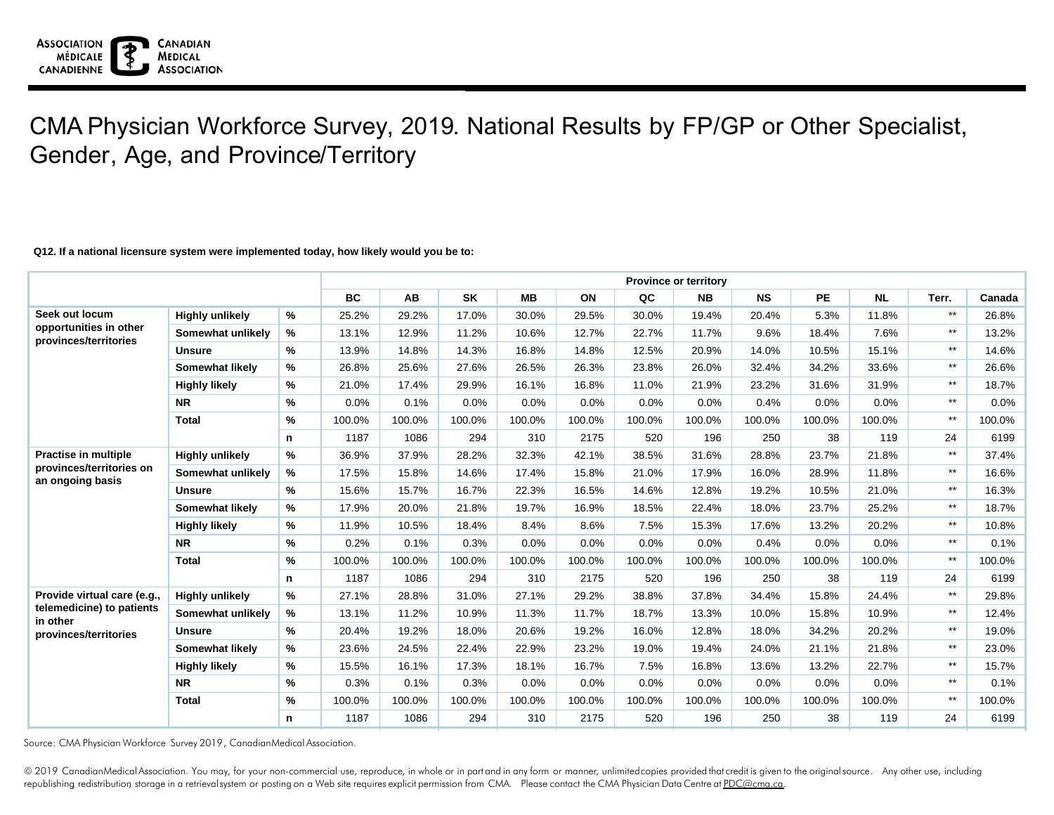# CMA Physician Workforce Survey, 2019. National Results by FP/GP or Other Specialist, Gender, Age, and Province/Territory

**Q12. If a national licensure system were implemented today, how likely would you be to:**

| | | | Province or territory | | | | | | | | | | | |
|---|---|---|---|---|---|---|---|---|---|---|---|---|---|---|
| | | | **BC** | **AB** | **SK** | **MB** | **ON** | **QC** | **NB** | **NS** | **PE** | **NL** | **Terr.** | **Canada** |
| **Seek out locum opportunities in other provinces/territories** | **Highly unlikely** | **%** | 25.2% | 29.2% | 17.0% | 30.0% | 29.5% | 30.0% | 19.4% | 20.4% | 5.3% | 11.8% | ** | 26.8% |
| | **Somewhat unlikely** | **%** | 13.1% | 12.9% | 11.2% | 10.6% | 12.7% | 22.7% | 11.7% | 9.6% | 18.4% | 7.6% | ** | 13.2% |
| | **Unsure** | **%** | 13.9% | 14.8% | 14.3% | 16.8% | 14.8% | 12.5% | 20.9% | 14.0% | 10.5% | 15.1% | ** | 14.6% |
| | **Somewhat likely** | **%** | 26.8% | 25.6% | 27.6% | 26.5% | 26.3% | 23.8% | 26.0% | 32.4% | 34.2% | 33.6% | ** | 26.6% |
| | **Highly likely** | **%** | 21.0% | 17.4% | 29.9% | 16.1% | 16.8% | 11.0% | 21.9% | 23.2% | 31.6% | 31.9% | ** | 18.7% |
| | **NR** | **%** | 0.0% | 0.1% | 0.0% | 0.0% | 0.0% | 0.0% | 0.0% | 0.4% | 0.0% | 0.0% | ** | 0.0% |
| | **Total** | **%** | 100.0% | 100.0% | 100.0% | 100.0% | 100.0% | 100.0% | 100.0% | 100.0% | 100.0% | 100.0% | ** | 100.0% |
| | | **n** | 1187 | 1086 | 294 | 310 | 2175 | 520 | 196 | 250 | 38 | 119 | 24 | 6199 |
| **Practise in multiple provinces/territories on an ongoing basis** | **Highly unlikely** | **%** | 36.9% | 37.9% | 28.2% | 32.3% | 42.1% | 38.5% | 31.6% | 28.8% | 23.7% | 21.8% | ** | 37.4% |
| | **Somewhat unlikely** | **%** | 17.5% | 15.8% | 14.6% | 17.4% | 15.8% | 21.0% | 17.9% | 16.0% | 28.9% | 11.8% | ** | 16.6% |
| | **Unsure** | **%** | 15.6% | 15.7% | 16.7% | 22.3% | 16.5% | 14.6% | 12.8% | 19.2% | 10.5% | 21.0% | ** | 16.3% |
| | **Somewhat likely** | **%** | 17.9% | 20.0% | 21.8% | 19.7% | 16.9% | 18.5% | 22.4% | 18.0% | 23.7% | 25.2% | ** | 18.7% |
| | **Highly likely** | **%** | 11.9% | 10.5% | 18.4% | 8.4% | 8.6% | 7.5% | 15.3% | 17.6% | 13.2% | 20.2% | ** | 10.8% |
| | **NR** | **%** | 0.2% | 0.1% | 0.3% | 0.0% | 0.0% | 0.0% | 0.0% | 0.4% | 0.0% | 0.0% | ** | 0.1% |
| | **Total** | **%** | 100.0% | 100.0% | 100.0% | 100.0% | 100.0% | 100.0% | 100.0% | 100.0% | 100.0% | 100.0% | ** | 100.0% |
| | | **n** | 1187 | 1086 | 294 | 310 | 2175 | 520 | 196 | 250 | 38 | 119 | 24 | 6199 |
| **Provide virtual care (e.g., telemedicine) to patients in other provinces/territories** | **Highly unlikely** | **%** | 27.1% | 28.8% | 31.0% | 27.1% | 29.2% | 38.8% | 37.8% | 34.4% | 15.8% | 24.4% | ** | 29.8% |
| | **Somewhat unlikely** | **%** | 13.1% | 11.2% | 10.9% | 11.3% | 11.7% | 18.7% | 13.3% | 10.0% | 15.8% | 10.9% | ** | 12.4% |
| | **Unsure** | **%** | 20.4% | 19.2% | 18.0% | 20.6% | 19.2% | 16.0% | 12.8% | 18.0% | 34.2% | 20.2% | ** | 19.0% |
| | **Somewhat likely** | **%** | 23.6% | 24.5% | 22.4% | 22.9% | 23.2% | 19.0% | 19.4% | 24.0% | 21.1% | 21.8% | ** | 23.0% |
| | **Highly likely** | **%** | 15.5% | 16.1% | 17.3% | 18.1% | 16.7% | 7.5% | 16.8% | 13.6% | 13.2% | 22.7% | ** | 15.7% |
| | **NR** | **%** | 0.3% | 0.1% | 0.3% | 0.0% | 0.0% | 0.0% | 0.0% | 0.0% | 0.0% | 0.0% | ** | 0.1% |
| | **Total** | **%** | 100.0% | 100.0% | 100.0% | 100.0% | 100.0% | 100.0% | 100.0% | 100.0% | 100.0% | 100.0% | ** | 100.0% |
| | | **n** | 1187 | 1086 | 294 | 310 | 2175 | 520 | 196 | 250 | 38 | 119 | 24 | 6199 |

Source: CMA Physician Workforce Survey 2019, Canadian Medical Association.

© 2019 Canadian Medical Association. You may, for your non-commercial use, reproduce, in whole or in part and in any form or manner, unlimited copies provided that credit is given to the original source. Any other use, including republishing, redistribution, storage in a retrieval system or posting on a Web site requires explicit permission from CMA. Please contact the CMA Physician Data Centre at PDC@cma.ca.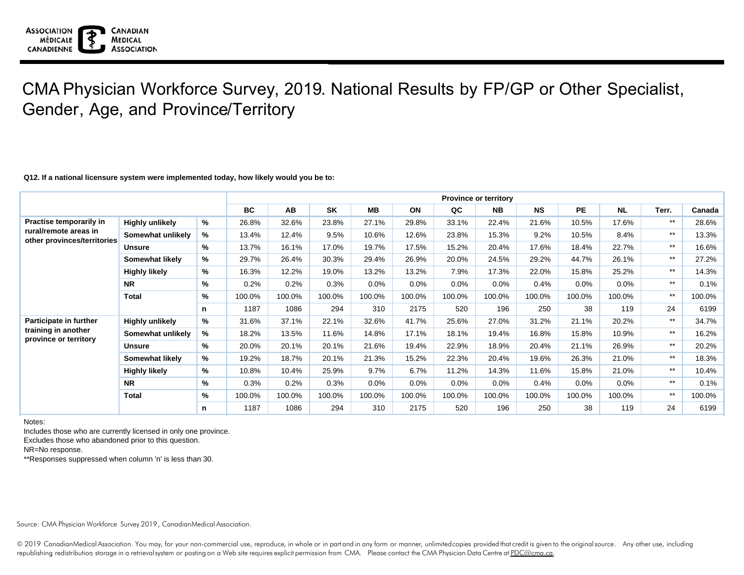# CMA Physician Workforce Survey, 2019. National Results by FP/GP or Other Specialist, Gender, Age, and Province/Territory

**Q12. If a national licensure system were implemented today, how likely would you be to:**

| | | | Province or territory | | | | | | | | | | | |
|---|---|---|---|---|---|---|---|---|---|---|---|---|---|---|
| | | | **BC** | **AB** | **SK** | **MB** | **ON** | **QC** | **NB** | **NS** | **PE** | **NL** | **Terr.** | **Canada** |
| **Practise temporarily in rural/remote areas in other provinces/territories** | **Highly unlikely** | **%** | 26.8% | 32.6% | 23.8% | 27.1% | 29.8% | 33.1% | 22.4% | 21.6% | 10.5% | 17.6% | ** | 28.6% |
| | **Somewhat unlikely** | **%** | 13.4% | 12.4% | 9.5% | 10.6% | 12.6% | 23.8% | 15.3% | 9.2% | 10.5% | 8.4% | ** | 13.3% |
| | **Unsure** | **%** | 13.7% | 16.1% | 17.0% | 19.7% | 17.5% | 15.2% | 20.4% | 17.6% | 18.4% | 22.7% | ** | 16.6% |
| | **Somewhat likely** | **%** | 29.7% | 26.4% | 30.3% | 29.4% | 26.9% | 20.0% | 24.5% | 29.2% | 44.7% | 26.1% | ** | 27.2% |
| | **Highly likely** | **%** | 16.3% | 12.2% | 19.0% | 13.2% | 13.2% | 7.9% | 17.3% | 22.0% | 15.8% | 25.2% | ** | 14.3% |
| | **NR** | **%** | 0.2% | 0.2% | 0.3% | 0.0% | 0.0% | 0.0% | 0.0% | 0.4% | 0.0% | 0.0% | ** | 0.1% |
| | **Total** | **%** | 100.0% | 100.0% | 100.0% | 100.0% | 100.0% | 100.0% | 100.0% | 100.0% | 100.0% | 100.0% | ** | 100.0% |
| | | **n** | 1187 | 1086 | 294 | 310 | 2175 | 520 | 196 | 250 | 38 | 119 | 24 | 6199 |
| **Participate in further training in another province or territory** | **Highly unlikely** | **%** | 31.6% | 37.1% | 22.1% | 32.6% | 41.7% | 25.6% | 27.0% | 31.2% | 21.1% | 20.2% | ** | 34.7% |
| | **Somewhat unlikely** | **%** | 18.2% | 13.5% | 11.6% | 14.8% | 17.1% | 18.1% | 19.4% | 16.8% | 15.8% | 10.9% | ** | 16.2% |
| | **Unsure** | **%** | 20.0% | 20.1% | 20.1% | 21.6% | 19.4% | 22.9% | 18.9% | 20.4% | 21.1% | 26.9% | ** | 20.2% |
| | **Somewhat likely** | **%** | 19.2% | 18.7% | 20.1% | 21.3% | 15.2% | 22.3% | 20.4% | 19.6% | 26.3% | 21.0% | ** | 18.3% |
| | **Highly likely** | **%** | 10.8% | 10.4% | 25.9% | 9.7% | 6.7% | 11.2% | 14.3% | 11.6% | 15.8% | 21.0% | ** | 10.4% |
| | **NR** | **%** | 0.3% | 0.2% | 0.3% | 0.0% | 0.0% | 0.0% | 0.0% | 0.4% | 0.0% | 0.0% | ** | 0.1% |
| | **Total** | **%** | 100.0% | 100.0% | 100.0% | 100.0% | 100.0% | 100.0% | 100.0% | 100.0% | 100.0% | 100.0% | ** | 100.0% |
| | | **n** | 1187 | 1086 | 294 | 310 | 2175 | 520 | 196 | 250 | 38 | 119 | 24 | 6199 |

Notes:
Includes those who are currently licensed in only one province.
Excludes those who abandoned prior to this question.
NR=No response.
**Responses suppressed when column 'n' is less than 30.

Source: CMA Physician Workforce Survey 2019, Canadian Medical Association.

© 2019 Canadian Medical Association. You may, for your non-commercial use, reproduce, in whole or in part and in any form or manner, unlimited copies provided that credit is given to the original source. Any other use, including republishing redistribution, storage in a retrieval system or posting on a Web site requires explicit permission from CMA. Please contact the CMA Physician Data Centre at PDC@cma.ca.